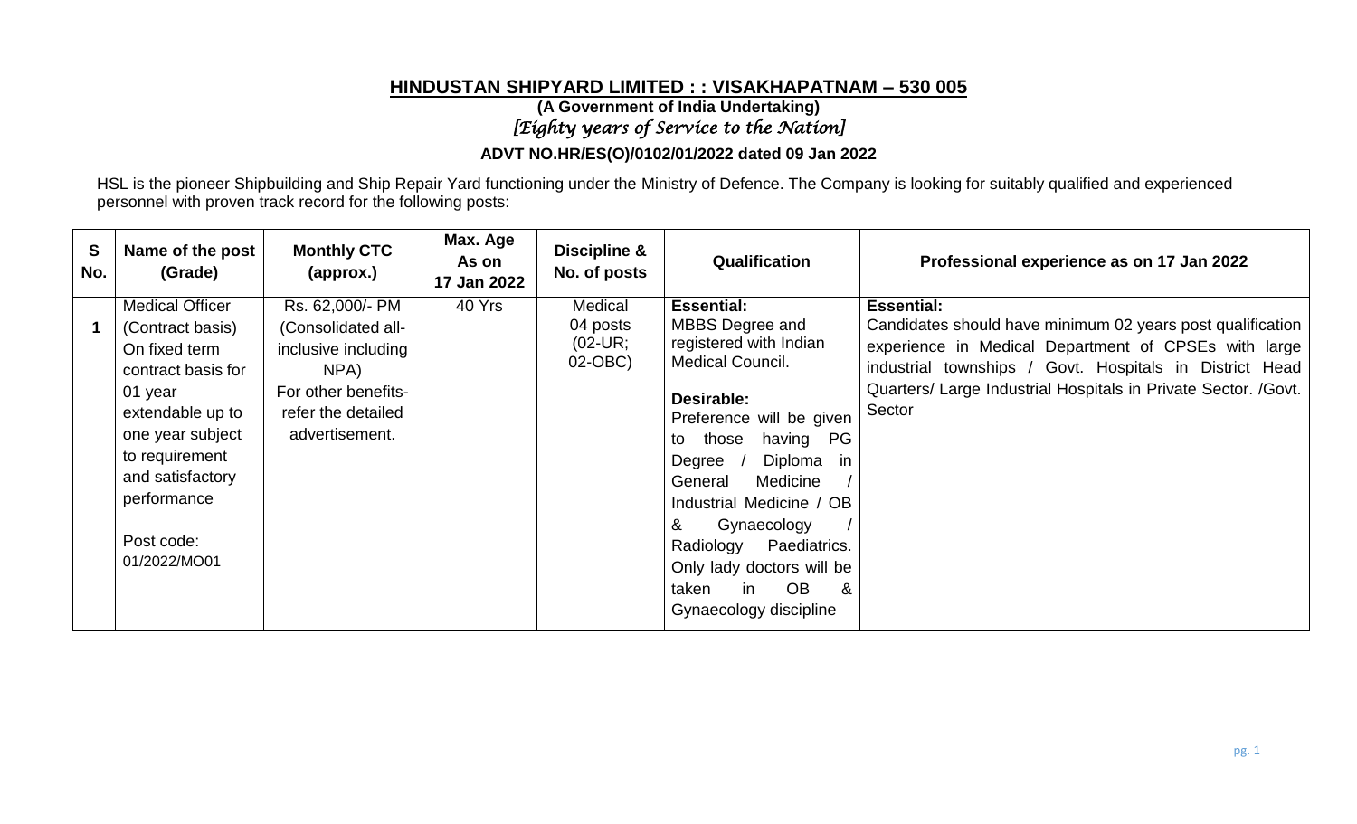# HINDUSTAN SHIPYARD LIMITED : : VISAKHAPATNAM – 530 005

**(A Government of India Undertaking)**

*[Eighty years of Service to the Nation]*

**ADVT NO.HR/ES(O)/0102/01/2022 dated 09 Jan 2022**

HSL is the pioneer Shipbuilding and Ship Repair Yard functioning under the Ministry of Defence. The Company is looking for suitably qualified and experienced personnel with proven track record for the following posts:

| S No. | Name of the post (Grade) | Monthly CTC (approx.) | Max. Age As on 17 Jan 2022 | Discipline & No. of posts | Qualification | Professional experience as on 17 Jan 2022 |
|---|---|---|---|---|---|---|
| 1 | Medical Officer (Contract basis) On fixed term contract basis for 01 year extendable up to one year subject to requirement and satisfactory performance<br><br>Post code: 01/2022/MO01 | Rs. 62,000/- PM (Consolidated all-inclusive including NPA)<br>For other benefits- refer the detailed advertisement. | 40 Yrs | Medical 04 posts (02-UR; 02-OBC) | **Essential:**<br>MBBS Degree and registered with Indian Medical Council.<br><br>**Desirable:**<br>Preference will be given to those having PG Degree / Diploma in General Medicine / Industrial Medicine / OB & Gynaecology / Radiology Paediatrics. Only lady doctors will be taken in OB & Gynaecology discipline | **Essential:**<br>Candidates should have minimum 02 years post qualification experience in Medical Department of CPSEs with large industrial townships / Govt. Hospitals in District Head Quarters/ Large Industrial Hospitals in Private Sector. /Govt. Sector |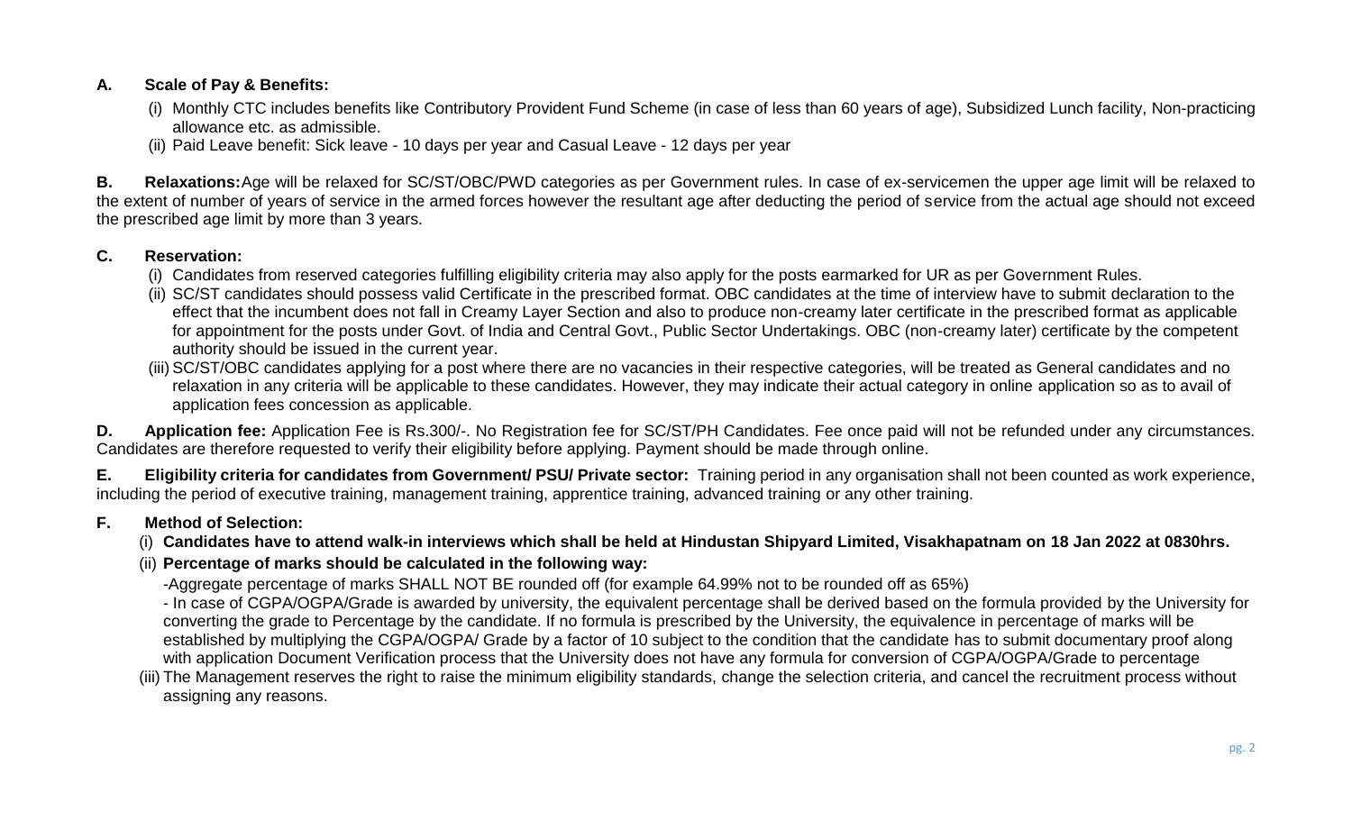**A. Scale of Pay & Benefits:**

(i) Monthly CTC includes benefits like Contributory Provident Fund Scheme (in case of less than 60 years of age), Subsidized Lunch facility, Non-practicing allowance etc. as admissible.
(ii) Paid Leave benefit: Sick leave - 10 days per year and Casual Leave - 12 days per year

**B. Relaxations:**Age will be relaxed for SC/ST/OBC/PWD categories as per Government rules. In case of ex-servicemen the upper age limit will be relaxed to the extent of number of years of service in the armed forces however the resultant age after deducting the period of service from the actual age should not exceed the prescribed age limit by more than 3 years.

**C. Reservation:**

(i) Candidates from reserved categories fulfilling eligibility criteria may also apply for the posts earmarked for UR as per Government Rules.
(ii) SC/ST candidates should possess valid Certificate in the prescribed format. OBC candidates at the time of interview have to submit declaration to the effect that the incumbent does not fall in Creamy Layer Section and also to produce non-creamy later certificate in the prescribed format as applicable for appointment for the posts under Govt. of India and Central Govt., Public Sector Undertakings. OBC (non-creamy later) certificate by the competent authority should be issued in the current year.
(iii) SC/ST/OBC candidates applying for a post where there are no vacancies in their respective categories, will be treated as General candidates and no relaxation in any criteria will be applicable to these candidates. However, they may indicate their actual category in online application so as to avail of application fees concession as applicable.

**D. Application fee:** Application Fee is Rs.300/-. No Registration fee for SC/ST/PH Candidates. Fee once paid will not be refunded under any circumstances. Candidates are therefore requested to verify their eligibility before applying. Payment should be made through online.

**E. Eligibility criteria for candidates from Government/ PSU/ Private sector:** Training period in any organisation shall not been counted as work experience, including the period of executive training, management training, apprentice training, advanced training or any other training.

**F. Method of Selection:**

(i) **Candidates have to attend walk-in interviews which shall be held at Hindustan Shipyard Limited, Visakhapatnam on 18 Jan 2022 at 0830hrs.**
(ii) **Percentage of marks should be calculated in the following way:**

-Aggregate percentage of marks SHALL NOT BE rounded off (for example 64.99% not to be rounded off as 65%)

- In case of CGPA/OGPA/Grade is awarded by university, the equivalent percentage shall be derived based on the formula provided by the University for converting the grade to Percentage by the candidate. If no formula is prescribed by the University, the equivalence in percentage of marks will be established by multiplying the CGPA/OGPA/ Grade by a factor of 10 subject to the condition that the candidate has to submit documentary proof along with application Document Verification process that the University does not have any formula for conversion of CGPA/OGPA/Grade to percentage

(iii) The Management reserves the right to raise the minimum eligibility standards, change the selection criteria, and cancel the recruitment process without assigning any reasons.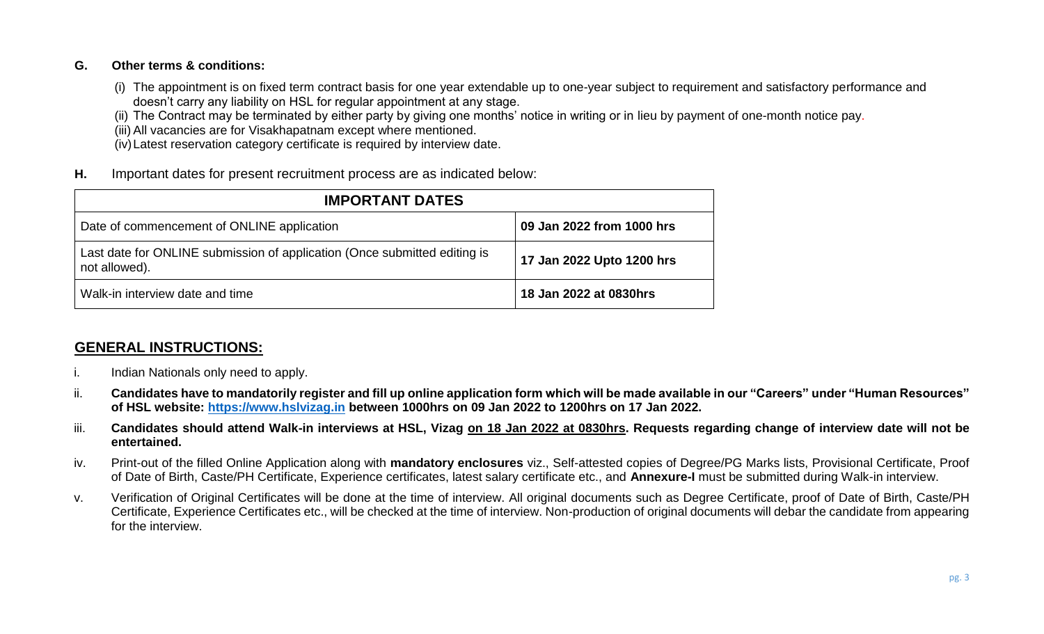**G. Other terms & conditions:**

(i) The appointment is on fixed term contract basis for one year extendable up to one-year subject to requirement and satisfactory performance and doesn't carry any liability on HSL for regular appointment at any stage.

(ii) The Contract may be terminated by either party by giving one months' notice in writing or in lieu by payment of one-month notice pay.

(iii) All vacancies are for Visakhapatnam except where mentioned.

(iv) Latest reservation category certificate is required by interview date.

**H.** Important dates for present recruitment process are as indicated below:

| IMPORTANT DATES | |
|---|---|
| Date of commencement of ONLINE application | **09 Jan 2022 from 1000 hrs** |
| Last date for ONLINE submission of application (Once submitted editing is not allowed). | **17 Jan 2022 Upto 1200 hrs** |
| Walk-in interview date and time | **18 Jan 2022 at 0830hrs** |

## GENERAL INSTRUCTIONS:

i. Indian Nationals only need to apply.

ii. **Candidates have to mandatorily register and fill up online application form which will be made available in our "Careers" under "Human Resources" of HSL website: [https://www.hslvizag.in](https://www.hslvizag.in) between 1000hrs on 09 Jan 2022 to 1200hrs on 17 Jan 2022.**

iii. **Candidates should attend Walk-in interviews at HSL, Vizag <u>on 18 Jan 2022 at 0830hrs</u>. Requests regarding change of interview date will not be entertained.**

iv. Print-out of the filled Online Application along with **mandatory enclosures** viz., Self-attested copies of Degree/PG Marks lists, Provisional Certificate, Proof of Date of Birth, Caste/PH Certificate, Experience certificates, latest salary certificate etc., and **Annexure-I** must be submitted during Walk-in interview.

v. Verification of Original Certificates will be done at the time of interview. All original documents such as Degree Certificate, proof of Date of Birth, Caste/PH Certificate, Experience Certificates etc., will be checked at the time of interview. Non-production of original documents will debar the candidate from appearing for the interview.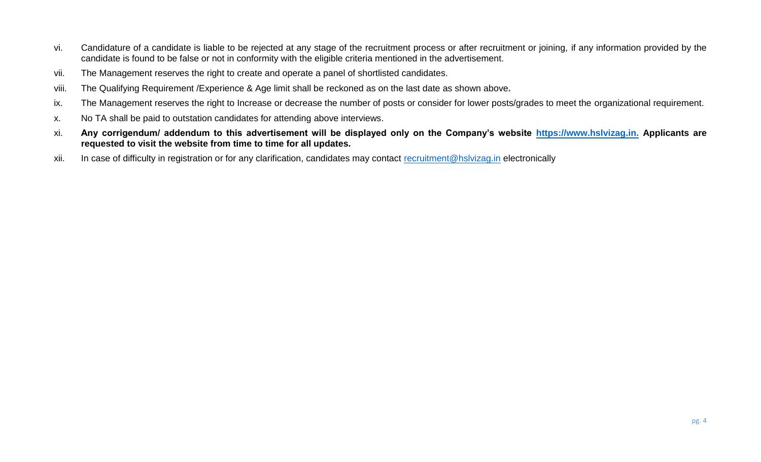vi. Candidature of a candidate is liable to be rejected at any stage of the recruitment process or after recruitment or joining, if any information provided by the candidate is found to be false or not in conformity with the eligible criteria mentioned in the advertisement.

vii. The Management reserves the right to create and operate a panel of shortlisted candidates.

viii. The Qualifying Requirement /Experience & Age limit shall be reckoned as on the last date as shown above.

ix. The Management reserves the right to Increase or decrease the number of posts or consider for lower posts/grades to meet the organizational requirement.

x. No TA shall be paid to outstation candidates for attending above interviews.

xi. **Any corrigendum/ addendum to this advertisement will be displayed only on the Company's website https://www.hslvizag.in. Applicants are requested to visit the website from time to time for all updates.**

xii. In case of difficulty in registration or for any clarification, candidates may contact recruitment@hslvizag.in electronically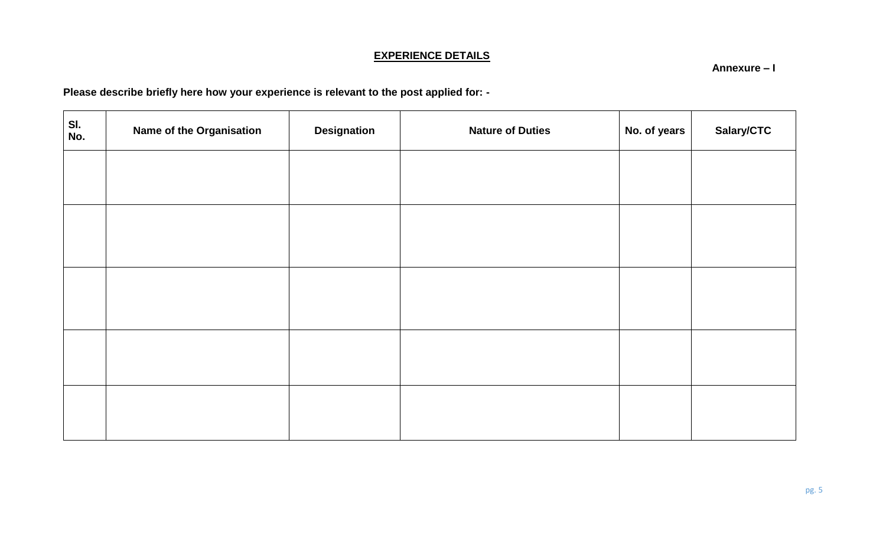## EXPERIENCE DETAILS

**Annexure – I**

**Please describe briefly here how your experience is relevant to the post applied for: -**

| Sl. No. | Name of the Organisation | Designation | Nature of Duties | No. of years | Salary/CTC |
|---|---|---|---|---|---|
| | | | | | |
| | | | | | |
| | | | | | |
| | | | | | |
| | | | | | |